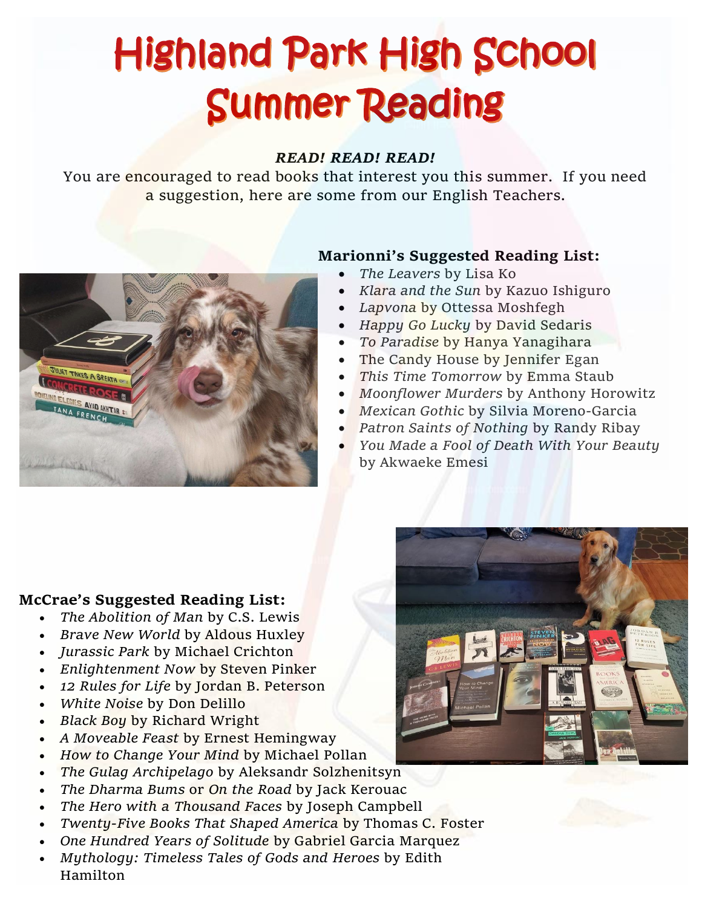# Highland Park High School Summer Reading

***READ! READ! READ!***

You are encouraged to read books that interest you this summer. If you need a suggestion, here are some from our English Teachers.

**Marionni's Suggested Reading List:**

- *The Leavers* by Lisa Ko
- *Klara and the Sun* by Kazuo Ishiguro
- *Lapvona* by Ottessa Moshfegh
- *Happy Go Lucky* by David Sedaris
- *To Paradise* by Hanya Yanagihara
- The Candy House by Jennifer Egan
- *This Time Tomorrow* by Emma Staub
- *Moonflower Murders* by Anthony Horowitz
- *Mexican Gothic* by Silvia Moreno-Garcia
- *Patron Saints of Nothing* by Randy Ribay
- *You Made a Fool of Death With Your Beauty* by Akwaeke Emesi

**McCrae's Suggested Reading List:**

- *The Abolition of Man* by C.S. Lewis
- *Brave New World* by Aldous Huxley
- *Jurassic Park* by Michael Crichton
- *Enlightenment Now* by Steven Pinker
- *12 Rules for Life* by Jordan B. Peterson
- *White Noise* by Don Delillo
- *Black Boy* by Richard Wright
- *A Moveable Feast* by Ernest Hemingway
- *How to Change Your Mind* by Michael Pollan
- *The Gulag Archipelago* by Aleksandr Solzhenitsyn
- *The Dharma Bums* or *On the Road* by Jack Kerouac
- *The Hero with a Thousand Faces* by Joseph Campbell
- *Twenty-Five Books That Shaped America* by Thomas C. Foster
- *One Hundred Years of Solitude* by Gabriel Garcia Marquez
- *Mythology: Timeless Tales of Gods and Heroes* by Edith Hamilton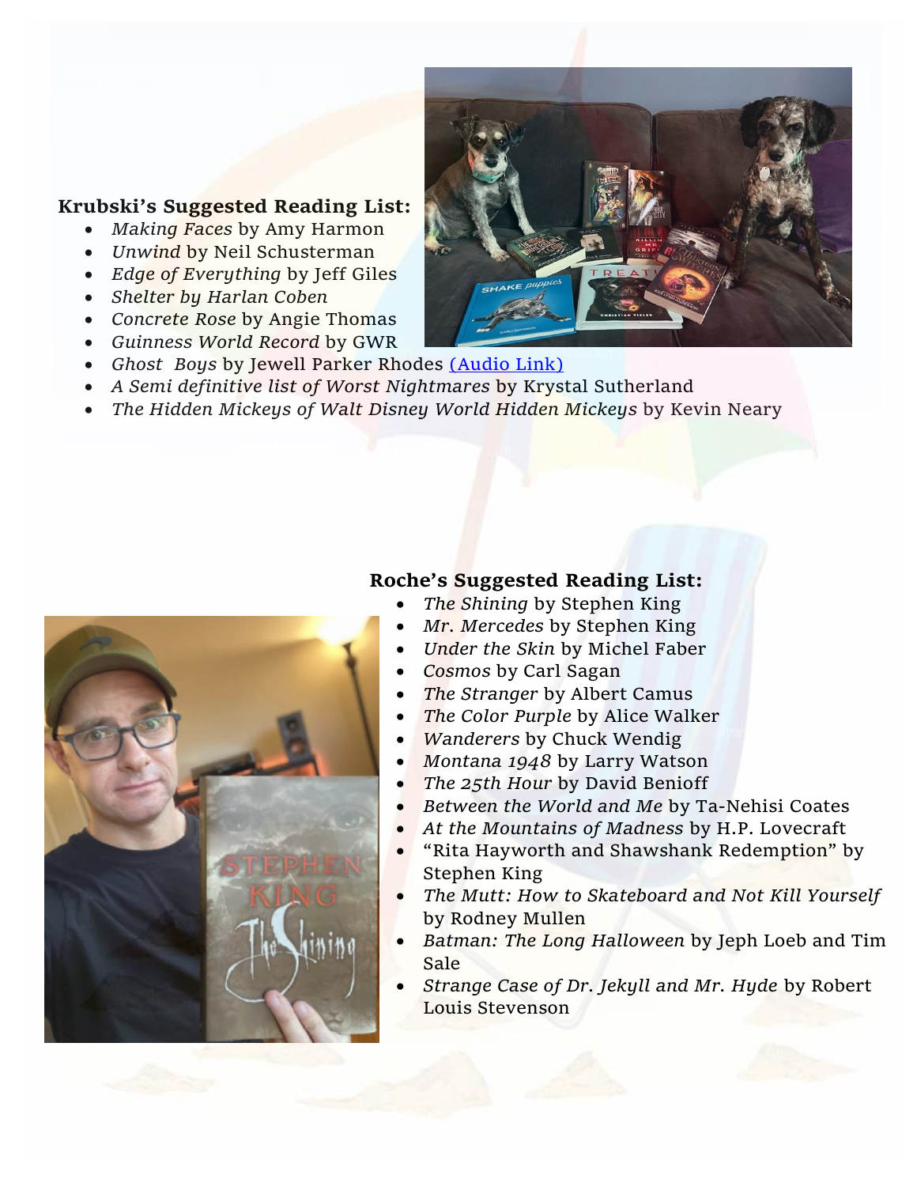**Krubski's Suggested Reading List:**

- *Making Faces* by Amy Harmon
- *Unwind* by Neil Schusterman
- *Edge of Everything* by Jeff Giles
- *Shelter by Harlan Coben*
- *Concrete Rose* by Angie Thomas
- *Guinness World Record* by GWR
- *Ghost Boys* by Jewell Parker Rhodes [(Audio Link)]()
- *A Semi definitive list of Worst Nightmares* by Krystal Sutherland
- *The Hidden Mickeys of Walt Disney World Hidden Mickeys* by Kevin Neary

**Roche's Suggested Reading List:**

- *The Shining* by Stephen King
- *Mr. Mercedes* by Stephen King
- *Under the Skin* by Michel Faber
- *Cosmos* by Carl Sagan
- *The Stranger* by Albert Camus
- *The Color Purple* by Alice Walker
- *Wanderers* by Chuck Wendig
- *Montana 1948* by Larry Watson
- *The 25th Hour* by David Benioff
- *Between the World and Me* by Ta-Nehisi Coates
- *At the Mountains of Madness* by H.P. Lovecraft
- "Rita Hayworth and Shawshank Redemption" by Stephen King
- *The Mutt: How to Skateboard and Not Kill Yourself* by Rodney Mullen
- *Batman: The Long Halloween* by Jeph Loeb and Tim Sale
- *Strange Case of Dr. Jekyll and Mr. Hyde* by Robert Louis Stevenson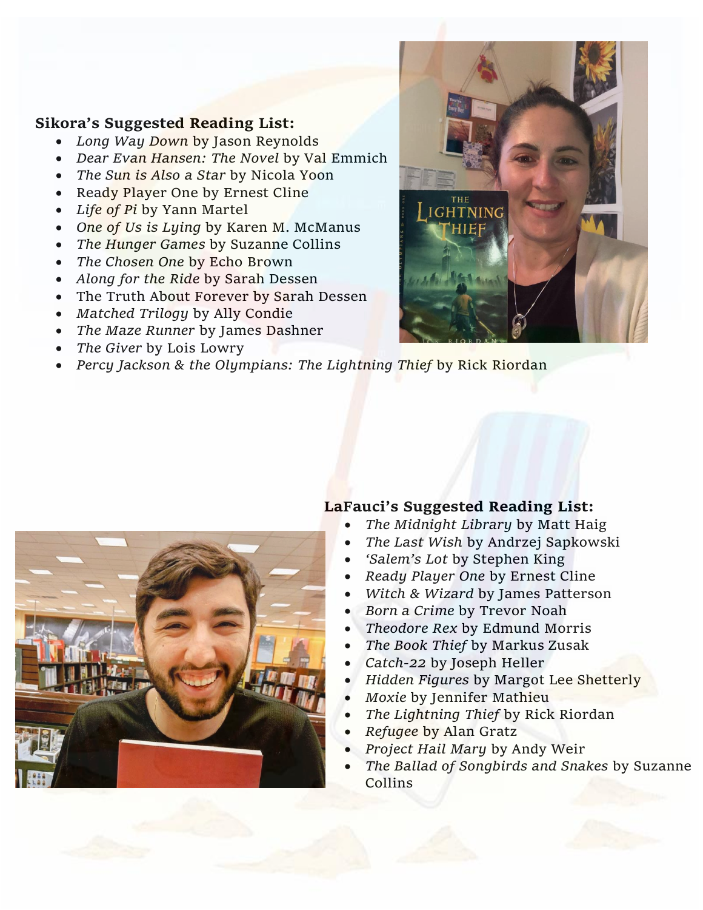**Sikora's Suggested Reading List:**

- *Long Way Down* by Jason Reynolds
- *Dear Evan Hansen: The Novel* by Val Emmich
- *The Sun is Also a Star* by Nicola Yoon
- Ready Player One by Ernest Cline
- *Life of Pi* by Yann Martel
- *One of Us is Lying* by Karen M. McManus
- *The Hunger Games* by Suzanne Collins
- *The Chosen One* by Echo Brown
- *Along for the Ride* by Sarah Dessen
- The Truth About Forever by Sarah Dessen
- *Matched Trilogy* by Ally Condie
- *The Maze Runner* by James Dashner
- *The Giver* by Lois Lowry
- *Percy Jackson & the Olympians: The Lightning Thief* by Rick Riordan

**LaFauci's Suggested Reading List:**

- *The Midnight Library* by Matt Haig
- *The Last Wish* by Andrzej Sapkowski
- *'Salem's Lot* by Stephen King
- *Ready Player One* by Ernest Cline
- *Witch & Wizard* by James Patterson
- *Born a Crime* by Trevor Noah
- *Theodore Rex* by Edmund Morris
- *The Book Thief* by Markus Zusak
- *Catch-22* by Joseph Heller
- *Hidden Figures* by Margot Lee Shetterly
- *Moxie* by Jennifer Mathieu
- *The Lightning Thief* by Rick Riordan
- *Refugee* by Alan Gratz
- *Project Hail Mary* by Andy Weir
- *The Ballad of Songbirds and Snakes* by Suzanne Collins